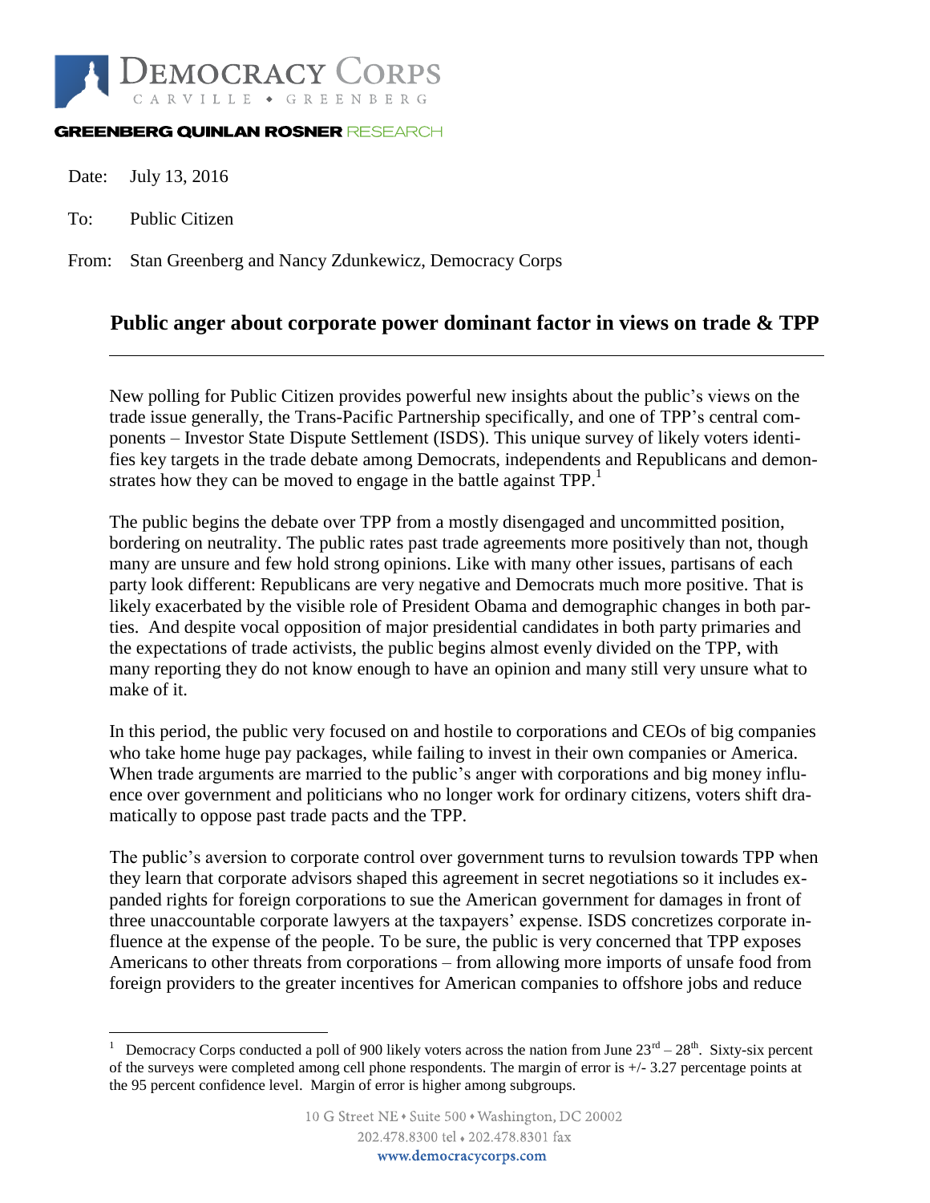# Democracy Corps

CARVILLE • GREENBERG

GREENBERG QUINLAN ROSNER RESEARCH

Date: July 13, 2016

To: Public Citizen

From: Stan Greenberg and Nancy Zdunkewicz, Democracy Corps

## Public anger about corporate power dominant factor in views on trade & TPP

New polling for Public Citizen provides powerful new insights about the public's views on the trade issue generally, the Trans-Pacific Partnership specifically, and one of TPP's central components – Investor State Dispute Settlement (ISDS). This unique survey of likely voters identifies key targets in the trade debate among Democrats, independents and Republicans and demonstrates how they can be moved to engage in the battle against TPP.[1]

The public begins the debate over TPP from a mostly disengaged and uncommitted position, bordering on neutrality. The public rates past trade agreements more positively than not, though many are unsure and few hold strong opinions. Like with many other issues, partisans of each party look different: Republicans are very negative and Democrats much more positive. That is likely exacerbated by the visible role of President Obama and demographic changes in both parties. And despite vocal opposition of major presidential candidates in both party primaries and the expectations of trade activists, the public begins almost evenly divided on the TPP, with many reporting they do not know enough to have an opinion and many still very unsure what to make of it.

In this period, the public very focused on and hostile to corporations and CEOs of big companies who take home huge pay packages, while failing to invest in their own companies or America. When trade arguments are married to the public's anger with corporations and big money influence over government and politicians who no longer work for ordinary citizens, voters shift dramatically to oppose past trade pacts and the TPP.

The public's aversion to corporate control over government turns to revulsion towards TPP when they learn that corporate advisors shaped this agreement in secret negotiations so it includes expanded rights for foreign corporations to sue the American government for damages in front of three unaccountable corporate lawyers at the taxpayers' expense. ISDS concretizes corporate influence at the expense of the people. To be sure, the public is very concerned that TPP exposes Americans to other threats from corporations – from allowing more imports of unsafe food from foreign providers to the greater incentives for American companies to offshore jobs and reduce

[1] Democracy Corps conducted a poll of 900 likely voters across the nation from June 23rd – 28th. Sixty-six percent of the surveys were completed among cell phone respondents. The margin of error is +/- 3.27 percentage points at the 95 percent confidence level. Margin of error is higher among subgroups.

10 G Street NE • Suite 500 • Washington, DC 20002
202.478.8300 tel • 202.478.8301 fax
www.democracycorps.com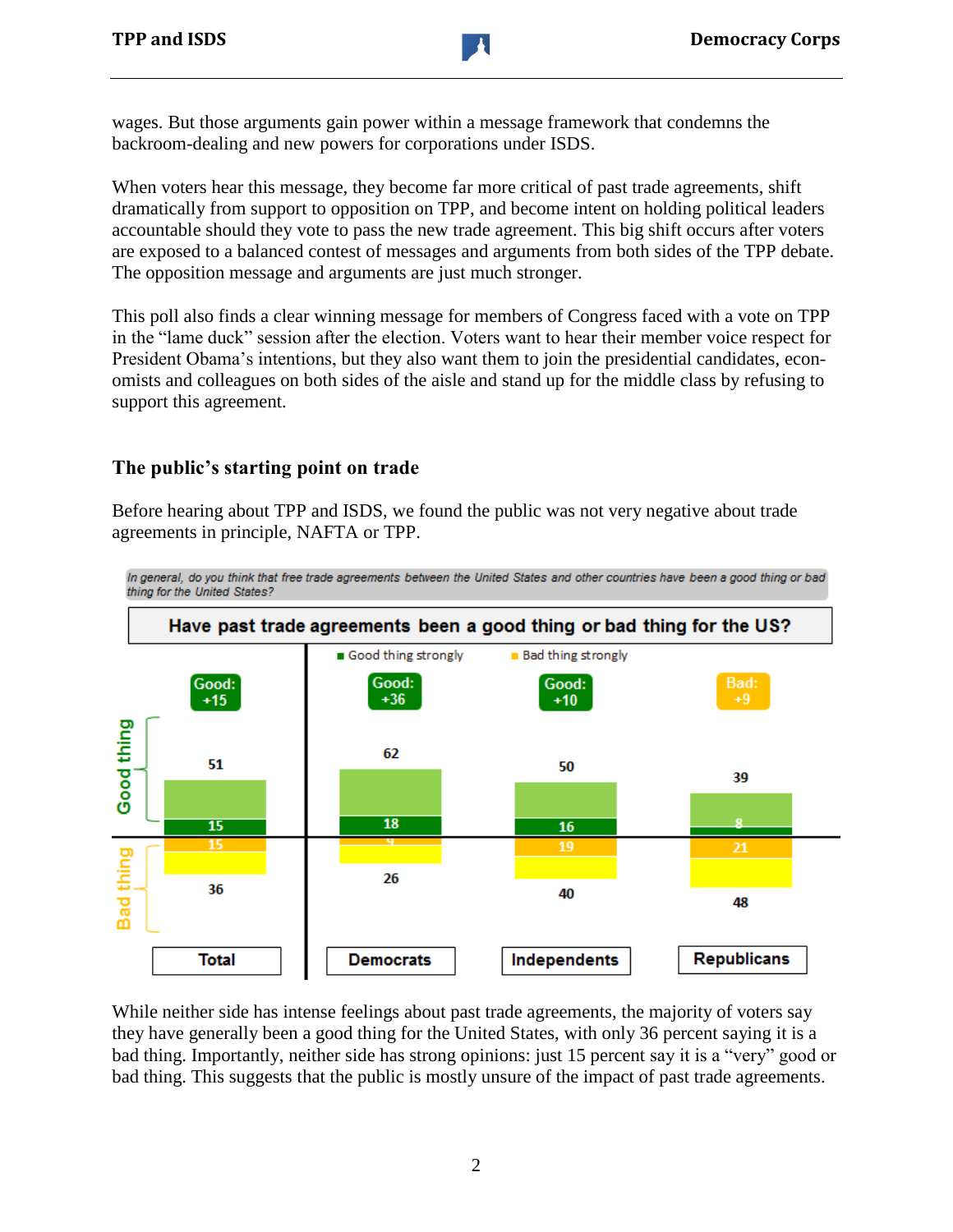wages. But those arguments gain power within a message framework that condemns the backroom-dealing and new powers for corporations under ISDS.

When voters hear this message, they become far more critical of past trade agreements, shift dramatically from support to opposition on TPP, and become intent on holding political leaders accountable should they vote to pass the new trade agreement. This big shift occurs after voters are exposed to a balanced contest of messages and arguments from both sides of the TPP debate. The opposition message and arguments are just much stronger.

This poll also finds a clear winning message for members of Congress faced with a vote on TPP in the "lame duck" session after the election. Voters want to hear their member voice respect for President Obama's intentions, but they also want them to join the presidential candidates, economists and colleagues on both sides of the aisle and stand up for the middle class by refusing to support this agreement.

## The public's starting point on trade

Before hearing about TPP and ISDS, we found the public was not very negative about trade agreements in principle, NAFTA or TPP.

*In general, do you think that free trade agreements between the United States and other countries have been a good thing or bad thing for the United States?*

**Have past trade agreements been a good thing or bad thing for the US?**

Good thing strongly
Bad thing strongly

Good thing
Bad thing

Total: Good: +15; 51; 15; 15; 36
Democrats: Good: +36; 62; 18; 9; 26
Independents: Good: +10; 50; 16; 19; 40
Republicans: Bad: +9; 39; 8; 21; 48

While neither side has intense feelings about past trade agreements, the majority of voters say they have generally been a good thing for the United States, with only 36 percent saying it is a bad thing. Importantly, neither side has strong opinions: just 15 percent say it is a "very" good or bad thing. This suggests that the public is mostly unsure of the impact of past trade agreements.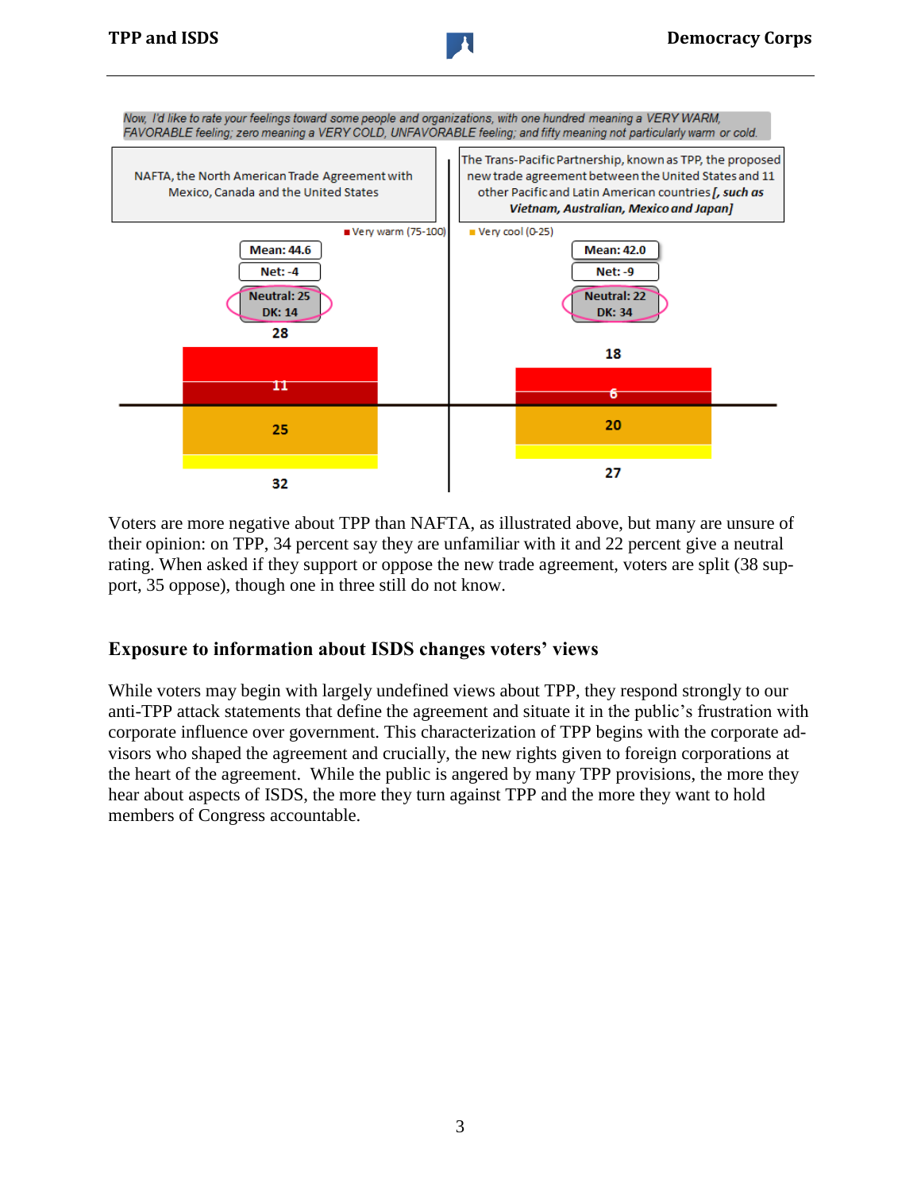Now, I'd like to rate your feelings toward some people and organizations, with one hundred meaning a VERY WARM, FAVORABLE feeling; zero meaning a VERY COLD, UNFAVORABLE feeling; and fifty meaning not particularly warm or cold.

NAFTA, the North American Trade Agreement with Mexico, Canada and the United States

The Trans-Pacific Partnership, known as TPP, the proposed new trade agreement between the United States and 11 other Pacific and Latin American countries *[, such as Vietnam, Australian, Mexico and Japan]*

Very warm (75-100)

Very cool (0-25)

Mean: 44.6
Net: -4
Neutral: 25
DK: 14
28
11
25
32

Mean: 42.0
Net: -9
Neutral: 22
DK: 34
18
6
20
27

Voters are more negative about TPP than NAFTA, as illustrated above, but many are unsure of their opinion: on TPP, 34 percent say they are unfamiliar with it and 22 percent give a neutral rating. When asked if they support or oppose the new trade agreement, voters are split (38 support, 35 oppose), though one in three still do not know.

## Exposure to information about ISDS changes voters' views

While voters may begin with largely undefined views about TPP, they respond strongly to our anti-TPP attack statements that define the agreement and situate it in the public's frustration with corporate influence over government. This characterization of TPP begins with the corporate advisors who shaped the agreement and crucially, the new rights given to foreign corporations at the heart of the agreement. While the public is angered by many TPP provisions, the more they hear about aspects of ISDS, the more they turn against TPP and the more they want to hold members of Congress accountable.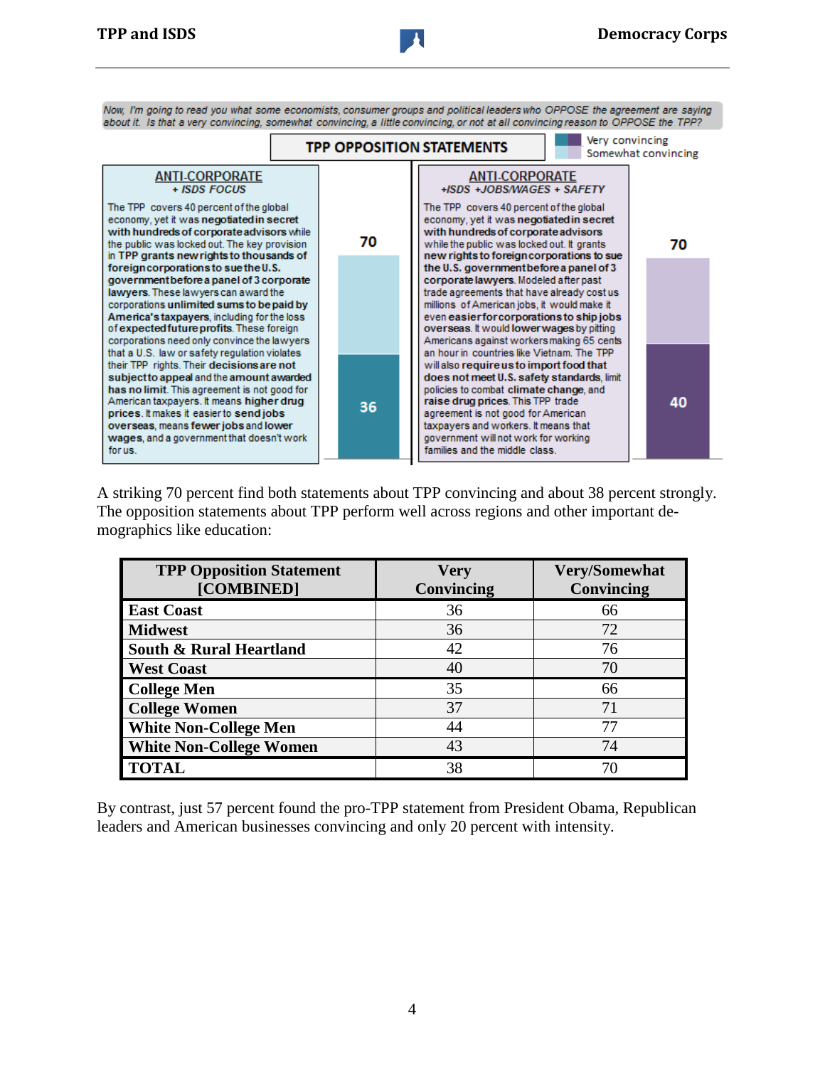Now, I'm going to read you what some economists, consumer groups and political leaders who OPPOSE the agreement are saying about it. Is that a very convincing, somewhat convincing, a little convincing, or not at all convincing reason to OPPOSE the TPP?

**TPP OPPOSITION STATEMENTS**

Very convincing
Somewhat convincing

**ANTI-CORPORATE**
*+ ISDS FOCUS*

The TPP covers 40 percent of the global economy, yet it was **negotiated in secret with hundreds of corporate advisors** while the public was locked out. The key provision in **TPP grants new rights to thousands of foreign corporations to sue the U.S. government before a panel of 3 corporate lawyers**. These lawyers can award the corporations **unlimited sums to be paid by America's taxpayers**, including for the loss of **expected future profits**. These foreign corporations need only convince the lawyers that a U.S. law or safety regulation violates their TPP rights. Their **decisions are not subject to appeal** and the amount awarded **has no limit**. This agreement is not good for American taxpayers. It means **higher drug prices**. It makes it easier to **send jobs overseas**, means **fewer jobs** and **lower wages**, and a government that doesn't work for us.

70

36

**ANTI-CORPORATE**
*+ISDS +JOBS/WAGES + SAFETY*

The TPP covers 40 percent of the global economy, yet it was **negotiated in secret with hundreds of corporate advisors** while the public was locked out. It grants **new rights to foreign corporations to sue the U.S. government before a panel of 3 corporate lawyers**. Modeled after past trade agreements that have already cost us millions of American jobs, it would make it even **easier for corporations to ship jobs overseas**. It would **lower wages** by pitting Americans against workers making 65 cents an hour in countries like Vietnam. The TPP will also **require us to import food that does not meet U.S. safety standards**, limit policies to combat **climate change**, and **raise drug prices**. This TPP trade agreement is not good for American taxpayers and workers. It means that government will not work for working families and the middle class.

70

40

A striking 70 percent find both statements about TPP convincing and about 38 percent strongly. The opposition statements about TPP perform well across regions and other important demographics like education:

| TPP Opposition Statement [COMBINED] | Very Convincing | Very/Somewhat Convincing |
|---|---|---|
| **East Coast** | 36 | 66 |
| **Midwest** | 36 | 72 |
| **South & Rural Heartland** | 42 | 76 |
| **West Coast** | 40 | 70 |
| **College Men** | 35 | 66 |
| **College Women** | 37 | 71 |
| **White Non-College Men** | 44 | 77 |
| **White Non-College Women** | 43 | 74 |
| **TOTAL** | 38 | 70 |

By contrast, just 57 percent found the pro-TPP statement from President Obama, Republican leaders and American businesses convincing and only 20 percent with intensity.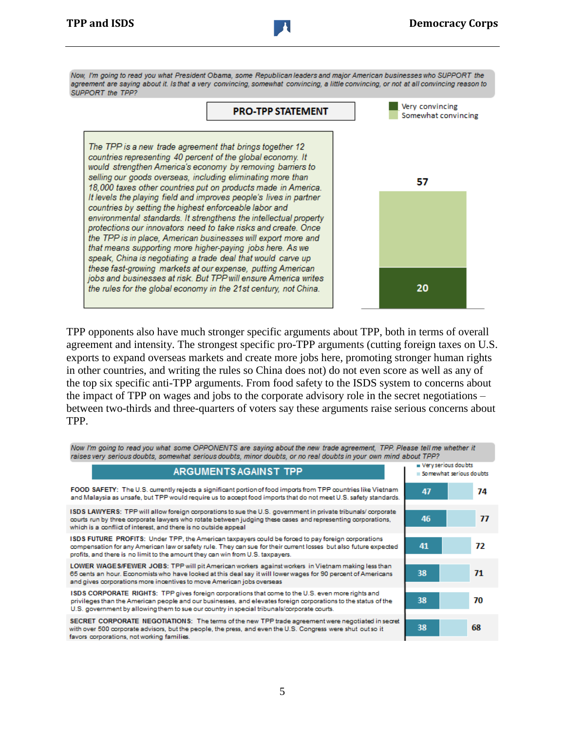*Now, I'm going to read you what President Obama, some Republican leaders and major American businesses who SUPPORT the agreement are saying about it. Is that a very convincing, somewhat convincing, a little convincing, or not at all convincing reason to SUPPORT the TPP?*

**PRO-TPP STATEMENT**

*The TPP is a new trade agreement that brings together 12 countries representing 40 percent of the global economy. It would strengthen America's economy by removing barriers to selling our goods overseas, including eliminating more than 18,000 taxes other countries put on products made in America. It levels the playing field and improves people's lives in partner countries by setting the highest enforceable labor and environmental standards. It strengthens the intellectual property protections our innovators need to take risks and create. Once the TPP is in place, American businesses will export more and that means supporting more higher-paying jobs here. As we speak, China is negotiating a trade deal that would carve up these fast-growing markets at our expense, putting American jobs and businesses at risk. But TPP will ensure America writes the rules for the global economy in the 21st century, not China.*

Very convincing
Somewhat convincing

57

20

TPP opponents also have much stronger specific arguments about TPP, both in terms of overall agreement and intensity. The strongest specific pro-TPP arguments (cutting foreign taxes on U.S. exports to expand overseas markets and create more jobs here, promoting stronger human rights in other countries, and writing the rules so China does not) do not even score as well as any of the top six specific anti-TPP arguments. From food safety to the ISDS system to concerns about the impact of TPP on wages and jobs to the corporate advisory role in the secret negotiations – between two-thirds and three-quarters of voters say these arguments raise serious concerns about TPP.

*Now I'm going to read you what some OPPONENTS are saying about the new trade agreement, TPP. Please tell me whether it raises very serious doubts, somewhat serious doubts, minor doubts, or no real doubts in your own mind about TPP?*

**ARGUMENTS AGAINST TPP**

Very serious doubts
Somewhat serious doubts

**FOOD SAFETY:** The U.S. currently rejects a significant portion of food imports from TPP countries like Vietnam and Malaysia as unsafe, but TPP would require us to accept food imports that do not meet U.S. safety standards.

47
74

**ISDS LAWYERS:** TPP will allow foreign corporations to sue the U.S. government in private tribunals/ corporate courts run by three corporate lawyers who rotate between judging these cases and representing corporations, which is a conflict of interest, and there is no outside appeal

46
77

**ISDS FUTURE PROFITS:** Under TPP, the American taxpayers could be forced to pay foreign corporations compensation for any American law or safety rule. They can sue for their current losses but also future expected profits, and there is no limit to the amount they can win from U.S. taxpayers.

41
72

**LOWER WAGES/FEWER JOBS:** TPP will pit American workers against workers in Vietnam making less than 65 cents an hour. Economists who have looked at this deal say it will lower wages for 90 percent of Americans and gives corporations more incentives to move American jobs overseas

38
71

**ISDS CORPORATE RIGHTS:** TPP gives foreign corporations that come to the U.S. even more rights and privileges than the American people and our businesses, and elevates foreign corporations to the status of the U.S. government by allowing them to sue our country in special tribunals/corporate courts.

38
70

**SECRET CORPORATE NEGOTIATIONS:** The terms of the new TPP trade agreement were negotiated in secret with over 500 corporate advisors, but the people, the press, and even the U.S. Congress were shut out so it favors corporations, not working families.

38
68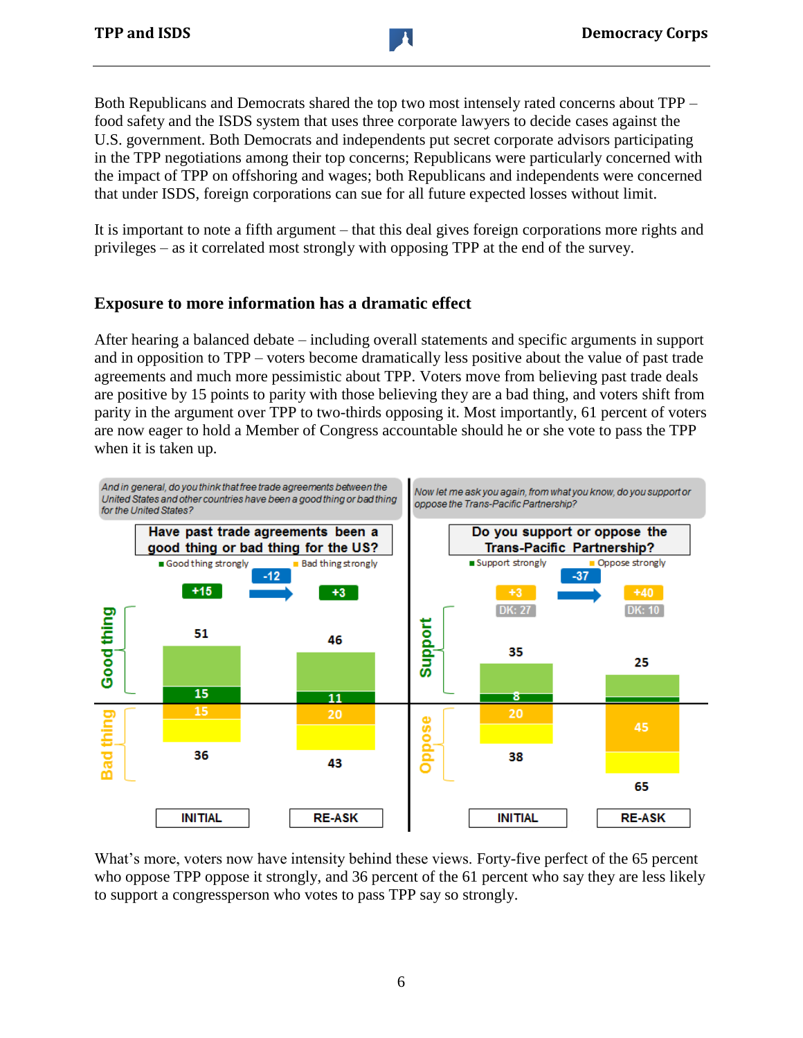Both Republicans and Democrats shared the top two most intensely rated concerns about TPP – food safety and the ISDS system that uses three corporate lawyers to decide cases against the U.S. government. Both Democrats and independents put secret corporate advisors participating in the TPP negotiations among their top concerns; Republicans were particularly concerned with the impact of TPP on offshoring and wages; both Republicans and independents were concerned that under ISDS, foreign corporations can sue for all future expected losses without limit.

It is important to note a fifth argument – that this deal gives foreign corporations more rights and privileges – as it correlated most strongly with opposing TPP at the end of the survey.

## Exposure to more information has a dramatic effect

After hearing a balanced debate – including overall statements and specific arguments in support and in opposition to TPP – voters become dramatically less positive about the value of past trade agreements and much more pessimistic about TPP. Voters move from believing past trade deals are positive by 15 points to parity with those believing they are a bad thing, and voters shift from parity in the argument over TPP to two-thirds opposing it. Most importantly, 61 percent of voters are now eager to hold a Member of Congress accountable should he or she vote to pass the TPP when it is taken up.

*And in general, do you think that free trade agreements between the United States and other countries have been a good thing or bad thing for the United States?*

**Have past trade agreements been a good thing or bad thing for the US?**

Good thing strongly | Bad thing strongly

+15 | -12 | +3

Good thing | Bad thing

INITIAL: 51, 15, 15, 36

RE-ASK: 46, 11, 20, 43

*Now let me ask you again, from what you know, do you support or oppose the Trans-Pacific Partnership?*

**Do you support or oppose the Trans-Pacific Partnership?**

Support strongly | Oppose strongly

+3 | -37 | +40

DK: 27 | DK: 10

Support | Oppose

INITIAL: 35, 8, 20, 38

RE-ASK: 25, 45, 65

What's more, voters now have intensity behind these views. Forty-five perfect of the 65 percent who oppose TPP oppose it strongly, and 36 percent of the 61 percent who say they are less likely to support a congressperson who votes to pass TPP say so strongly.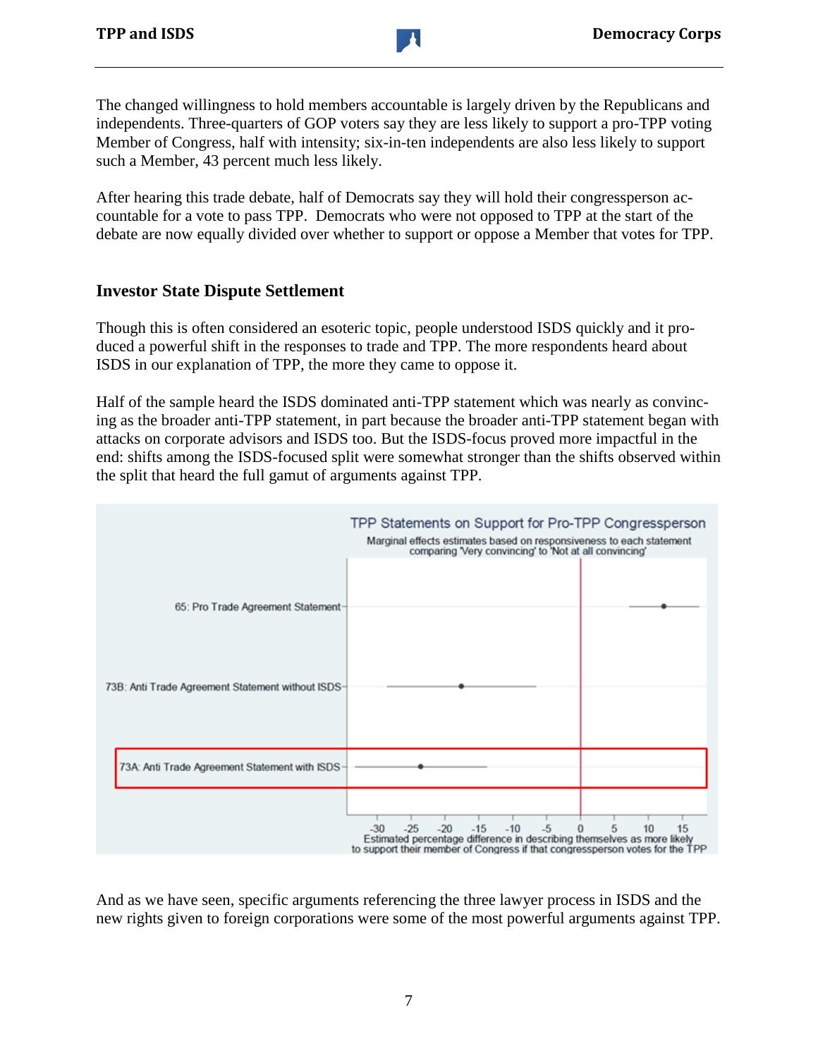The changed willingness to hold members accountable is largely driven by the Republicans and independents. Three-quarters of GOP voters say they are less likely to support a pro-TPP voting Member of Congress, half with intensity; six-in-ten independents are also less likely to support such a Member, 43 percent much less likely.

After hearing this trade debate, half of Democrats say they will hold their congressperson accountable for a vote to pass TPP. Democrats who were not opposed to TPP at the start of the debate are now equally divided over whether to support or oppose a Member that votes for TPP.

## Investor State Dispute Settlement

Though this is often considered an esoteric topic, people understood ISDS quickly and it produced a powerful shift in the responses to trade and TPP. The more respondents heard about ISDS in our explanation of TPP, the more they came to oppose it.

Half of the sample heard the ISDS dominated anti-TPP statement which was nearly as convincing as the broader anti-TPP statement, in part because the broader anti-TPP statement began with attacks on corporate advisors and ISDS too. But the ISDS-focus proved more impactful in the end: shifts among the ISDS-focused split were somewhat stronger than the shifts observed within the split that heard the full gamut of arguments against TPP.

TPP Statements on Support for Pro-TPP Congressperson

Marginal effects estimates based on responsiveness to each statement comparing 'Very convincing' to 'Not at all convincing'

- 65: Pro Trade Agreement Statement
- 73B: Anti Trade Agreement Statement without ISDS
- 73A: Anti Trade Agreement Statement with ISDS

Estimated percentage difference in describing themselves as more likely to support their member of Congress if that congressperson votes for the TPP

And as we have seen, specific arguments referencing the three lawyer process in ISDS and the new rights given to foreign corporations were some of the most powerful arguments against TPP.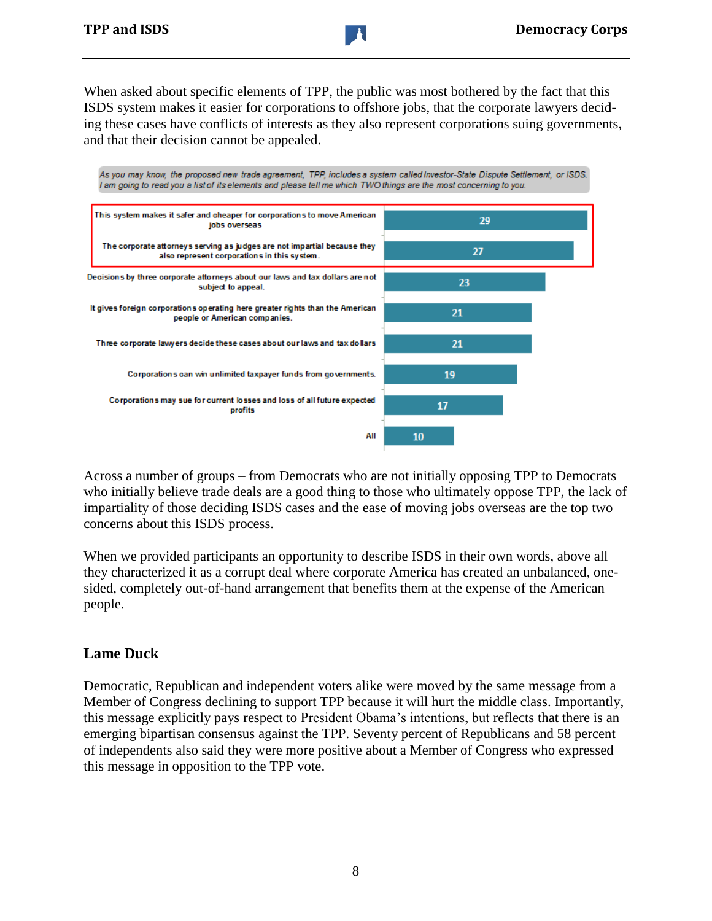When asked about specific elements of TPP, the public was most bothered by the fact that this ISDS system makes it easier for corporations to offshore jobs, that the corporate lawyers deciding these cases have conflicts of interests as they also represent corporations suing governments, and that their decision cannot be appealed.

*As you may know, the proposed new trade agreement, TPP, includes a system called Investor-State Dispute Settlement, or ISDS. I am going to read you a list of its elements and please tell me which TWO things are the most concerning to you.*

This system makes it safer and cheaper for corporations to move American jobs overseas
29

The corporate attorneys serving as judges are not impartial because they also represent corporations in this system.
27

Decisions by three corporate attorneys about our laws and tax dollars are not subject to appeal.
23

It gives foreign corporations operating here greater rights than the American people or American companies.
21

Three corporate lawyers decide these cases about our laws and tax dollars
21

Corporations can win unlimited taxpayer funds from governments.
19

Corporations may sue for current losses and loss of all future expected profits
17

All
10

Across a number of groups – from Democrats who are not initially opposing TPP to Democrats who initially believe trade deals are a good thing to those who ultimately oppose TPP, the lack of impartiality of those deciding ISDS cases and the ease of moving jobs overseas are the top two concerns about this ISDS process.

When we provided participants an opportunity to describe ISDS in their own words, above all they characterized it as a corrupt deal where corporate America has created an unbalanced, one-sided, completely out-of-hand arrangement that benefits them at the expense of the American people.

## Lame Duck

Democratic, Republican and independent voters alike were moved by the same message from a Member of Congress declining to support TPP because it will hurt the middle class. Importantly, this message explicitly pays respect to President Obama's intentions, but reflects that there is an emerging bipartisan consensus against the TPP. Seventy percent of Republicans and 58 percent of independents also said they were more positive about a Member of Congress who expressed this message in opposition to the TPP vote.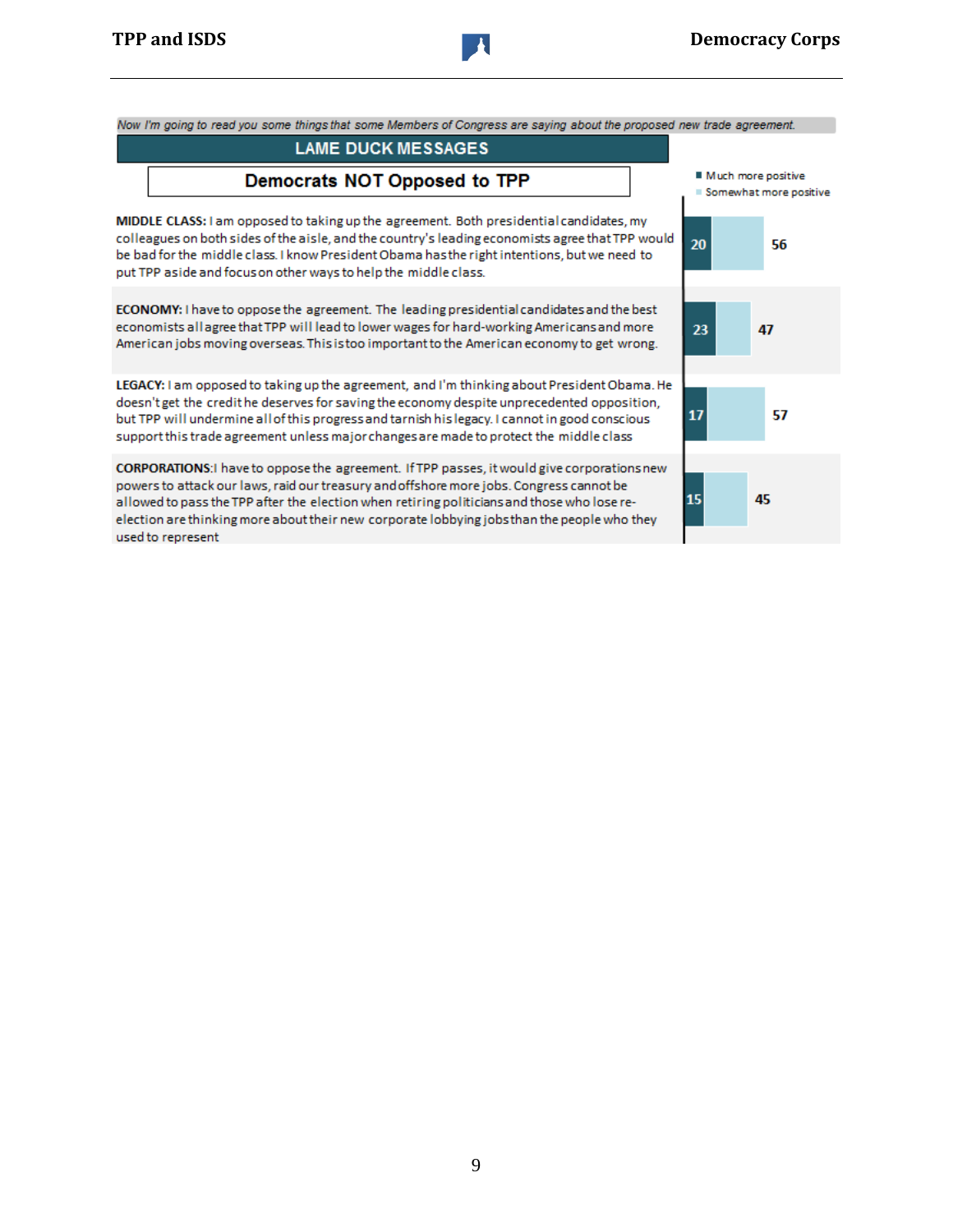*Now I'm going to read you some things that some Members of Congress are saying about the proposed new trade agreement.*

**LAME DUCK MESSAGES**

**Democrats NOT Opposed to TPP**

Much more positive
Somewhat more positive

**MIDDLE CLASS:** I am opposed to taking up the agreement. Both presidential candidates, my colleagues on both sides of the aisle, and the country's leading economists agree that TPP would be bad for the middle class. I know President Obama has the right intentions, but we need to put TPP aside and focus on other ways to help the middle class.

20
56

**ECONOMY:** I have to oppose the agreement. The leading presidential candidates and the best economists all agree that TPP will lead to lower wages for hard-working Americans and more American jobs moving overseas. This is too important to the American economy to get wrong.

23
47

**LEGACY:** I am opposed to taking up the agreement, and I'm thinking about President Obama. He doesn't get the credit he deserves for saving the economy despite unprecedented opposition, but TPP will undermine all of this progress and tarnish his legacy. I cannot in good conscious support this trade agreement unless major changes are made to protect the middle class

17
57

**CORPORATIONS:** I have to oppose the agreement. If TPP passes, it would give corporations new powers to attack our laws, raid our treasury and offshore more jobs. Congress cannot be allowed to pass the TPP after the election when retiring politicians and those who lose re-election are thinking more about their new corporate lobbying jobs than the people who they used to represent

15
45